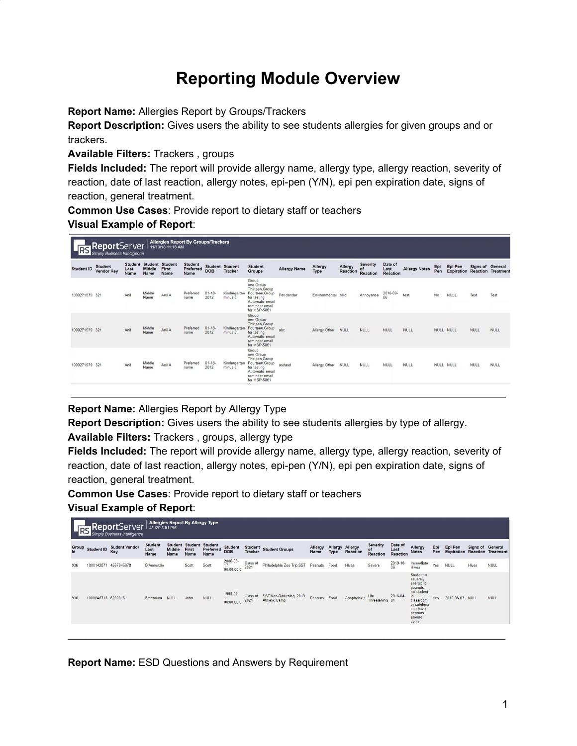# Reporting Module Overview

**Report Name:** Allergies Report by Groups/Trackers
**Report Description:** Gives users the ability to see students allergies for given groups and or trackers.
**Available Filters:** Trackers , groups
**Fields Included:** The report will provide allergy name, allergy type, allergy reaction, severity of reaction, date of last reaction, allergy notes, epi-pen (Y/N), epi pen expiration date, signs of reaction, general treatment.
**Common Use Cases**: Provide report to dietary staff or teachers
**Visual Example of Report**:

ReportServer — Allergies Report By Groups/Trackers — 11/13/18 11:18 AM

| Student ID | Student Vendor Key | Student Last Name | Student Middle Name | Student First Name | Student Preferred Name | Student DOB | Student Tracker | Student Groups | Allergy Name | Allergy Type | Allergy Reaction | Severity of Reaction | Date of Last Reaction | Allergy Notes | Epi Pen | Epi Pen Expiration | Signs of Reaction | General Treatment |
|---|---|---|---|---|---|---|---|---|---|---|---|---|---|---|---|---|---|---|
| 1000271579 | 321 | Anil | Middle Name | Anil A | Preferred name | 01-18-2012 | Kindergarten minus 5 | Group one,Group Thirteen,Group Fourteen,Group for testing Automatic email reminder email for MSP-5861 | Pet dander | Environmental | Mild | Annoyance | 2016-09-06 | test | No | NULL | Test | Test |
| 1000271579 | 321 | Anil | Middle Name | Anil A | Preferred name | 01-18-2012 | Kindergarten minus 5 | Group one,Group Thirteen,Group Fourteen,Group for testing Automatic email reminder email for MSP-5861 | abc | Allergy Other | NULL | NULL | NULL | NULL | NULL | NULL | NULL | NULL |
| 1000271579 | 321 | Anil | Middle Name | Anil A | Preferred name | 01-18-2012 | Kindergarten minus 5 | Group one,Group Thirteen,Group Fourteen,Group for testing Automatic email reminder email for MSP-5861 | asdasd | Allergy Other | NULL | NULL | NULL | NULL | NULL | NULL | NULL | NULL |

---

**Report Name:** Allergies Report by Allergy Type
**Report Description:** Gives users the ability to see students allergies by type of allergy.
**Available Filters:** Trackers , groups, allergy type
**Fields Included:** The report will provide allergy name, allergy type, allergy reaction, severity of reaction, date of last reaction, allergy notes, epi-pen (Y/N), epi pen expiration date, signs of reaction, general treatment.
**Common Use Cases**: Provide report to dietary staff or teachers
**Visual Example of Report**:

ReportServer — Allergies Report By Allergy Type — 4/1/20 3:51 PM

| Group Id | Student ID | Student Vendor Key | Student Last Name | Student Middle Name | Student First Name | Student Preferred Name | Student DOB | Student Tracker | Student Groups | Allergy Name | Allergy Type | Allergy Reaction | Severity of Reaction | Date of Last Reaction | Allergy Notes | Epi Pen | Epi Pen Expiration | Signs of Reaction | General Treatment |
|---|---|---|---|---|---|---|---|---|---|---|---|---|---|---|---|---|---|---|---|
| 936 | 1000142871 | 4567845678 | D'Annunzio | | Scott | Scott | 2006-05-17 00:00:00.0 | Class of 2021 | Philadelphia Zoo Trip,SST | Peanuts | Food | Hives | Severe | 2019-10-06 | Immediate Hives | Yes | NULL | Hives | NULL |
| 936 | 1000046713 | 6292016 | Freemium | NULL | John | NULL | 1999-01-11 00:00:00.0 | Class of 2021 | SST,Non-Returning ,2019 Athletic Camp | Peanuts | Food | Anaphylaxis | Life Threatening | 2016-04-01 | Student is severely allergic to peanuts, no student in classroom or cafeteria can have peanuts around John | Yes | 2019-08-03 | NULL | NULL |

---

**Report Name:** ESD Questions and Answers by Requirement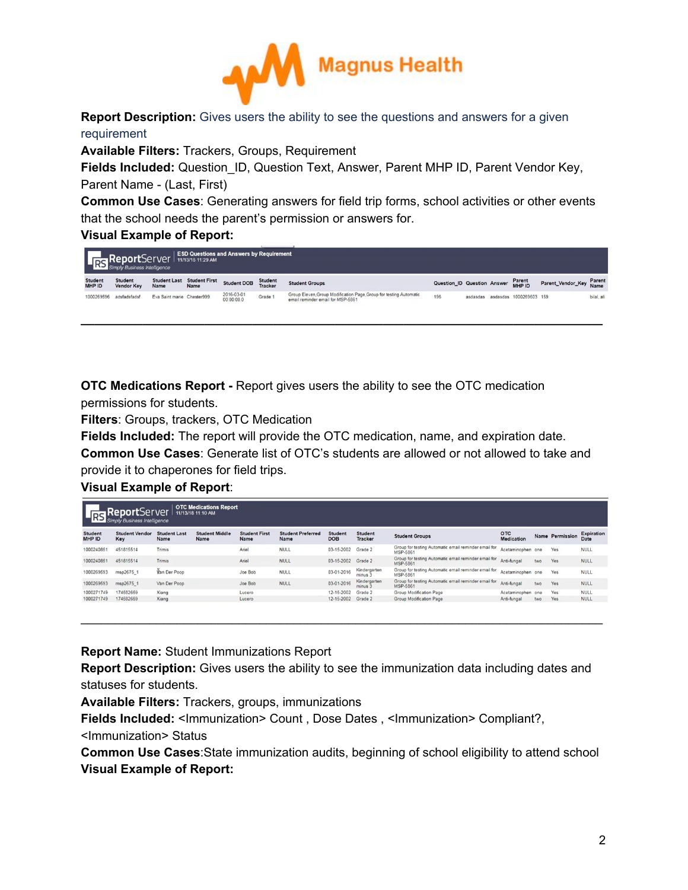**Report Description:** Gives users the ability to see the questions and answers for a given requirement
**Available Filters:** Trackers, Groups, Requirement
**Fields Included:** Question_ID, Question Text, Answer, Parent MHP ID, Parent Vendor Key, Parent Name - (Last, First)
**Common Use Cases**: Generating answers for field trip forms, school activities or other events that the school needs the parent's permission or answers for.
**Visual Example of Report:**

ReportServer — ESD Questions and Answers by Requirement — 11/13/18 11:29 AM

| Student MHP ID | Student Vendor Key | Student Last Name | Student First Name | Student DOB | Student Tracker | Student Groups | Question_ID | Question | Answer | Parent MHP ID | Parent_Vendor_Key | Parent Name |
|---|---|---|---|---|---|---|---|---|---|---|---|---|
| 1000269596 | adsfadsfadsf | Eva Saint marie | Chester999 | 2016-03-01 00:00:00.0 | Grade 1 | Group Eleven,Group Modification Page,Group for testing Automatic email reminder email for MSP-5861 | 196 | asdasdas | asdasdas | 1000269603 | 159 | bilal, ali |

---

**OTC Medications Report -** Report gives users the ability to see the OTC medication permissions for students.
**Filters**: Groups, trackers, OTC Medication
**Fields Included:** The report will provide the OTC medication, name, and expiration date.
**Common Use Cases**: Generate list of OTC's students are allowed or not allowed to take and provide it to chaperones for field trips.
**Visual Example of Report**:

ReportServer — OTC Medications Report — 11/13/18 11:10 AM

| Student MHP ID | Student Vendor Key | Student Last Name | Student Middle Name | Student First Name | Student Preferred Name | Student DOB | Student Tracker | Student Groups | OTC Medication | Name | Permission | Expiration Date |
|---|---|---|---|---|---|---|---|---|---|---|---|---|
| 1000240851 | 451815514 | Trimis | | Ariel | NULL | 03-15-2002 | Grade 2 | Group for testing Automatic email reminder email for MSP-5861 | Acetaminophen | one | Yes | NULL |
| 1000240851 | 451815514 | Trimis | | Ariel | NULL | 03-15-2002 | Grade 2 | Group for testing Automatic email reminder email for MSP-5861 | Anti-fungal | two | Yes | NULL |
| 1000269593 | msp2675_1 | Van Der Poop | | Joe Bob | NULL | 03-01-2016 | Kindergarten minus 3 | Group for testing Automatic email reminder email for MSP-5861 | Acetaminophen | one | Yes | NULL |
| 1000269593 | msp2675_1 | Van Der Poop | | Joe Bob | NULL | 03-01-2016 | Kindergarten minus 3 | Group for testing Automatic email reminder email for MSP-5861 | Anti-fungal | two | Yes | NULL |
| 1000271749 | 174682669 | Xiang | | Lucero | | 12-15-2002 | Grade 2 | Group Modification Page | Acetaminophen | one | Yes | NULL |
| 1000271749 | 174682669 | Xiang | | Lucero | | 12-15-2002 | Grade 2 | Group Modification Page | Anti-fungal | two | Yes | NULL |

---

**Report Name:** Student Immunizations Report
**Report Description:** Gives users the ability to see the immunization data including dates and statuses for students.
**Available Filters:** Trackers, groups, immunizations
**Fields Included:** <Immunization> Count , Dose Dates , <Immunization> Compliant?, <Immunization> Status
**Common Use Cases**:State immunization audits, beginning of school eligibility to attend school
**Visual Example of Report:**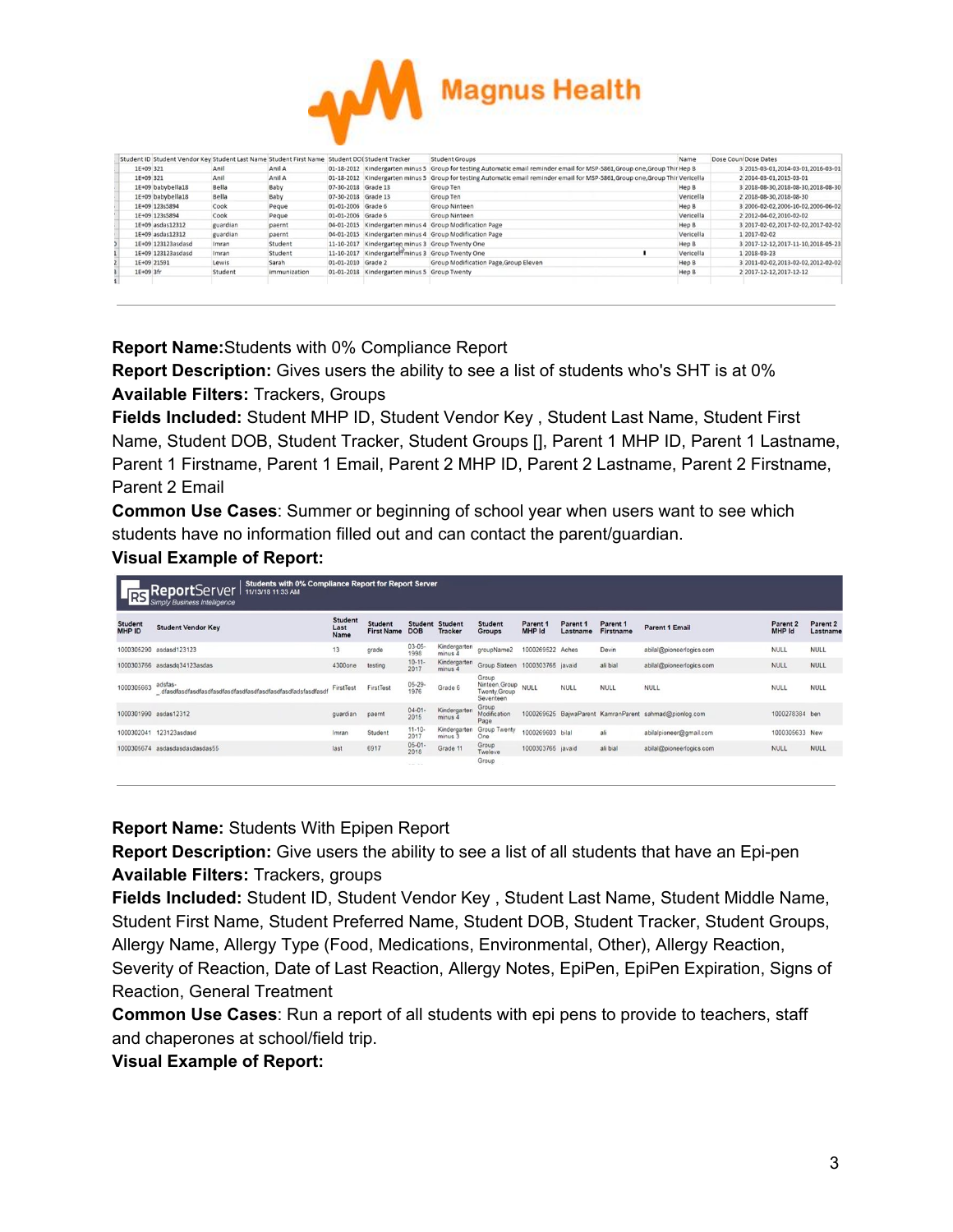| Student ID | Student Vendor Key | Student Last Name | Student First Name | Student DOB | Student Tracker | Student Groups | Name | Dose Count | Dose Dates |
|---|---|---|---|---|---|---|---|---|---|
| 1E+09 | 321 | Anil | Anil A | 01-18-2012 | Kindergarten minus 5 | Group for testing Automatic email reminder email for MSP-5861,Group one,Group Thir | Hep B | 3 | 2015-03-01,2014-03-01,2016-03-01 |
| 1E+09 | 321 | Anil | Anil A | 01-18-2012 | Kindergarten minus 5 | Group for testing Automatic email reminder email for MSP-5861,Group one,Group Thir | Vericella | 2 | 2014-03-01,2015-03-01 |
| 1E+09 | babybella18 | Bella | Baby | 07-30-2018 | Grade 13 | Group Ten | Hep B | 3 | 2018-08-30,2018-08-30,2018-08-30 |
| 1E+09 | babybella18 | Bella | Baby | 07-30-2018 | Grade 13 | Group Ten | Vericella | 2 | 2018-08-30,2018-08-30 |
| 1E+09 | 123s5894 | Cook | Peque | 01-01-2006 | Grade 6 | Group Nineteen | Hep B | 3 | 2006-02-02,2006-10-02,2006-06-02 |
| 1E+09 | 123s5894 | Cook | Peque | 01-01-2006 | Grade 6 | Group Nineteen | Vericella | 2 | 2012-04-02,2010-02-02 |
| 1E+09 | asdas12312 | guardian | paernt | 04-01-2015 | Kindergarten minus 4 | Group Modification Page | Hep B | 3 | 2017-02-02,2017-02-02,2017-02-02 |
| 1E+09 | asdas12312 | guardian | paernt | 04-01-2015 | Kindergarten minus 4 | Group Modification Page | Vericella | 1 | 2017-02-02 |
| 1E+09 | 123123asdasd | Imran | Student | 11-10-2017 | Kindergarten minus 3 | Group Twenty One | Hep B | 3 | 2017-12-12,2017-11-10,2018-05-23 |
| 1E+09 | 123123asdasd | Imran | Student | 11-10-2017 | Kindergarten minus 3 | Group Twenty One | Vericella | 1 | 2018-03-23 |
| 1E+09 | 21591 | Lewis | Sarah | 01-01-2010 | Grade 2 | Group Modification Page,Group Eleven | Hep B | 3 | 2011-02-02,2013-02-02,2012-02-02 |
| 1E+09 | 3fr | Student | immunization | 01-01-2018 | Kindergarten minus 5 | Group Twenty | Hep B | 2 | 2017-12-12,2017-12-12 |

**Report Name:** Students with 0% Compliance Report
**Report Description:** Gives users the ability to see a list of students who's SHT is at 0%
**Available Filters:** Trackers, Groups
**Fields Included:** Student MHP ID, Student Vendor Key , Student Last Name, Student First Name, Student DOB, Student Tracker, Student Groups [], Parent 1 MHP ID, Parent 1 Lastname, Parent 1 Firstname, Parent 1 Email, Parent 2 MHP ID, Parent 2 Lastname, Parent 2 Firstname, Parent 2 Email
**Common Use Cases**: Summer or beginning of school year when users want to see which students have no information filled out and can contact the parent/guardian.
**Visual Example of Report:**

ReportServer — Simply Business Intelligence
Students with 0% Compliance Report for Report Server
11/13/18 11:33 AM

| Student MHP ID | Student Vendor Key | Student Last Name | Student First Name | Student DOB | Student Tracker | Student Groups | Parent 1 MHP Id | Parent 1 Lastname | Parent 1 Firstname | Parent 1 Email | Parent 2 MHP Id | Parent 2 Lastname |
|---|---|---|---|---|---|---|---|---|---|---|---|---|
| 1000305290 | asdasd123123 | 13 | grade | 03-05-1998 | Kindergarten minus 4 | groupName2 | 1000269522 | Aches | Devin | abilal@pioneerlogics.com | NULL | NULL |
| 1000303766 | asdasdq34123asdas | 4300one | testing | 10-11-2017 | Kindergarten minus 4 | Group Sixteen | 1000303765 | javaid | ali bial | abilal@pioneerlogics.com | NULL | NULL |
| 1000305663 | adsfas-_dfasdfasdfasdfasdfasdfasdfasdfasdfasdfasdfadsfasdfasdf | FirstTest | FirstTest | 05-29-1976 | Grade 6 | Group Nineteen,Group Twenty,Group Seventeen | NULL | NULL | NULL | NULL | NULL | NULL |
| 1000301990 | asdas12312 | guardian | paernt | 04-01-2015 | Kindergarten minus 4 | Group Modification Page | 1000269625 | BajwaParent | KamranParent | sahmad@pionlog.com | 1000278384 | ben |
| 1000302041 | 123123asdasd | Imran | Student | 11-10-2017 | Kindergarten minus 3 | Group Twenty One | 1000269603 | bilal | ali | abilalpioneer@gmail.com | 1000305633 | New |
| 1000305674 | asdasdasdasdas55 | last | 6917 | 05-01-2018 | Grade 11 | Group Twelve Group | 1000303765 | javaid | ali bial | abilal@pioneerlogics.com | NULL | NULL |

**Report Name:** Students With Epipen Report
**Report Description:** Give users the ability to see a list of all students that have an Epi-pen
**Available Filters:** Trackers, groups
**Fields Included:** Student ID, Student Vendor Key , Student Last Name, Student Middle Name, Student First Name, Student Preferred Name, Student DOB, Student Tracker, Student Groups, Allergy Name, Allergy Type (Food, Medications, Environmental, Other), Allergy Reaction, Severity of Reaction, Date of Last Reaction, Allergy Notes, EpiPen, EpiPen Expiration, Signs of Reaction, General Treatment
**Common Use Cases**: Run a report of all students with epi pens to provide to teachers, staff and chaperones at school/field trip.
**Visual Example of Report:**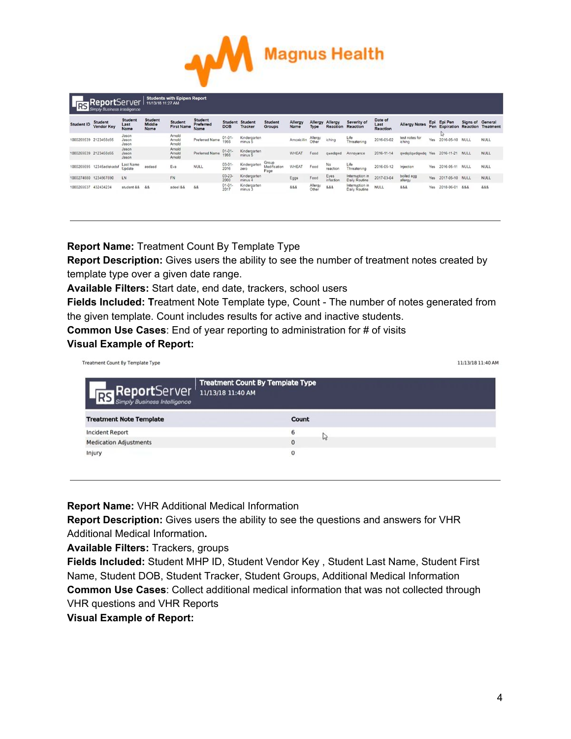Magnus Health

| Student ID | Student Vendor Key | Student Last Name | Student Middle Name | Student First Name | Student Preferred Name | Student DOB | Student Tracker | Student Groups | Allergy Name | Allergy Type | Allergy Reaction | Severity of Reaction | Date of Last Reaction | Allergy Notes | Epi Pen | Epi Pen Expiration | Signs of Reaction | General Treatment |
|---|---|---|---|---|---|---|---|---|---|---|---|---|---|---|---|---|---|---|
| 1000269539 | 2123458d55 | Jason Jason Jason | | Arnold Arnold Arnold | Preferred Name | 01-01-1998 | Kindergarten minus 5 | | Amoxicillin | Allergy Other | iching | Life Threatening | 2016-05-02 | test notes for iching | Yes | 2016-05-10 | NULL | NULL |
| 1000269539 | 2123458d55 | Jason Jason Jason | | Arnold Arnold Arnold | Preferred Name | 01-01-1998 | Kindergarten minus 5 | | WHEAT | Food | qwedqwd | Annoyance | 2016-11-14 | qwdqdqwdqwdq | Yes | 2016-11-21 | NULL | NULL |
| 1000269595 | 12345adlskadsf | Last Name Update | asdasd | Eva | NULL | 03-01-2016 | Kindergarten zero | Group Modification Page | WHEAT | Food | No reaction | Life Threatening | 2016-05-12 | Injection | Yes | 2016-05-11 | NULL | NULL |
| 1000274880 | 1234567890 | LN | | FN | | 03-23-2000 | Kindergarten minus 4 | | Eggs | Food | Eyes infection | Interruption in Daily Routine | 2017-03-04 | boiled egg allergy | Yes | 2017-05-10 | NULL | NULL |
| 1000269537 | 432434234 | student && | && | adeel && | && | 01-01-2017 | Kindergarten minus 3 | | &&& | Allergy Other | &&& | Interruption in Daily Routine | NULL | &&& | Yes | 2018-06-01 | &&& | &&& |

---

**Report Name:** Treatment Count By Template Type
**Report Description:** Gives users the ability to see the number of treatment notes created by template type over a given date range.
**Available Filters:** Start date, end date, trackers, school users
**Fields Included:** Treatment Note Template type, Count - The number of notes generated from the given template. Count includes results for active and inactive students.
**Common Use Cases**: End of year reporting to administration for # of visits
**Visual Example of Report:**

Treatment Count By Template Type — 11/13/18 11:40 AM

| Treatment Note Template | Count |
|---|---|
| Incident Report | 6 |
| Medication Adjustments | 0 |
| Injury | 0 |

---

**Report Name:** VHR Additional Medical Information
**Report Description:** Gives users the ability to see the questions and answers for VHR Additional Medical Information.
**Available Filters:** Trackers, groups
**Fields Included:** Student MHP ID, Student Vendor Key , Student Last Name, Student First Name, Student DOB, Student Tracker, Student Groups, Additional Medical Information
**Common Use Cases**: Collect additional medical information that was not collected through VHR questions and VHR Reports
**Visual Example of Report:**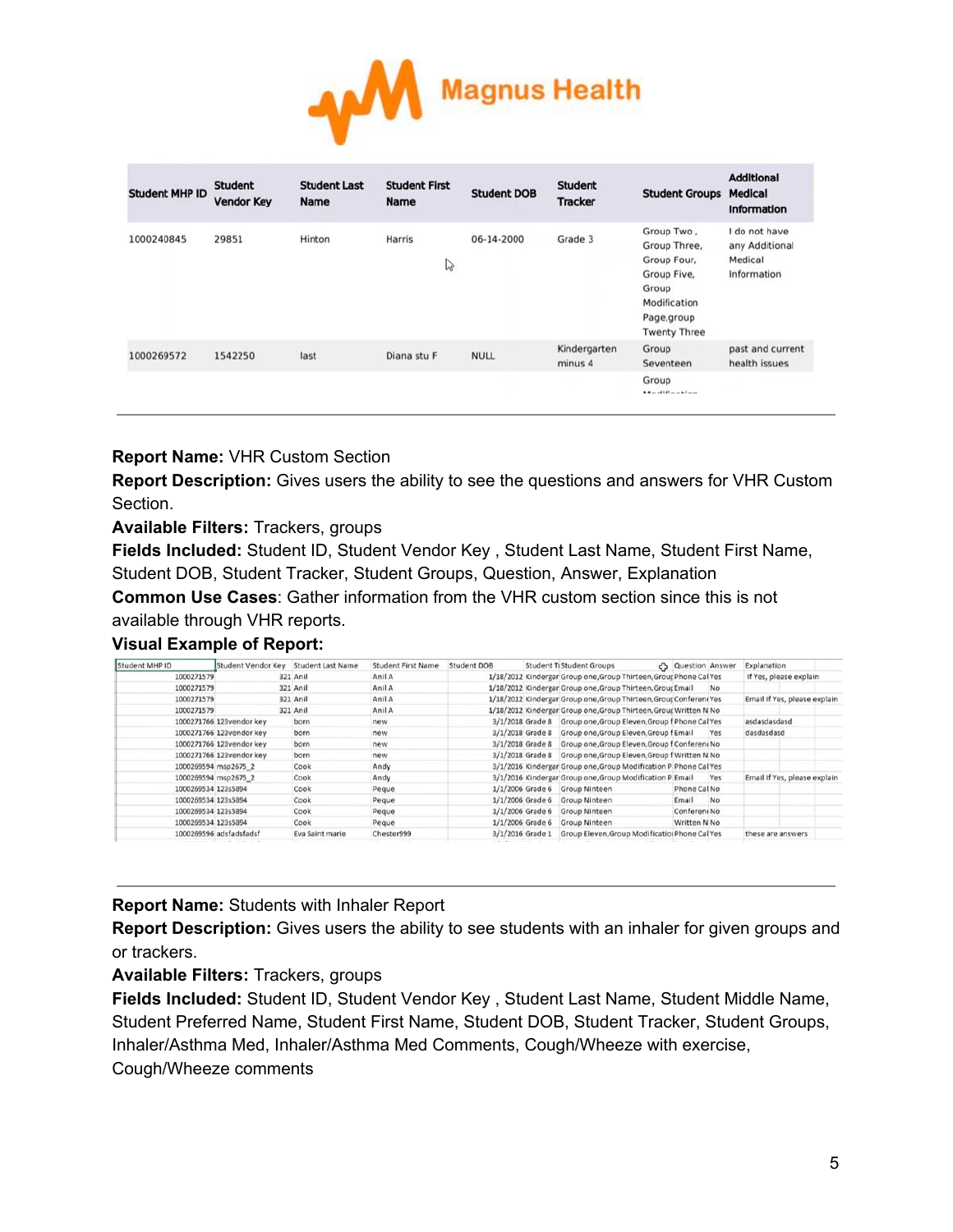Magnus Health

| Student MHP ID | Student Vendor Key | Student Last Name | Student First Name | Student DOB | Student Tracker | Student Groups | Additional Medical Information |
|---|---|---|---|---|---|---|---|
| 1000240845 | 29851 | Hinton | Harris | 06-14-2000 | Grade 3 | Group Two , Group Three, Group Four, Group Five, Group Modification Page,group Twenty Three | I do not have any Additional Medical Information |
| 1000269572 | 1542250 | last | Diana stu F | NULL | Kindergarten minus 4 | Group Seventeen | past and current health issues |
| | | | | | | Group Modification | |

---

**Report Name:** VHR Custom Section
**Report Description:** Gives users the ability to see the questions and answers for VHR Custom Section.
**Available Filters:** Trackers, groups
**Fields Included:** Student ID, Student Vendor Key , Student Last Name, Student First Name, Student DOB, Student Tracker, Student Groups, Question, Answer, Explanation
**Common Use Cases**: Gather information from the VHR custom section since this is not available through VHR reports.
**Visual Example of Report:**

| Student MHP ID | Student Vendor Key | Student Last Name | Student First Name | Student DOB | Student Tr | Student Groups | Question | Answer | Explanation |
|---|---|---|---|---|---|---|---|---|---|
| 1000271579 | 321 | Anil | Anil A | 1/18/2012 | Kindergar | Group one,Group Thirteen,Group | Phone Cal | Yes | If Yes, please explain |
| 1000271579 | 321 | Anil | Anil A | 1/18/2012 | Kindergar | Group one,Group Thirteen,Group | Email | No | |
| 1000271579 | 321 | Anil | Anil A | 1/18/2012 | Kindergar | Group one,Group Thirteen,Group | Conferenc | Yes | Email If Yes, please explain |
| 1000271579 | 321 | Anil | Anil A | 1/18/2012 | Kindergar | Group one,Group Thirteen,Group | Written N | No | |
| 1000271766 | 123vendor key | born | new | 3/1/2018 | Grade 8 | Group one,Group Eleven,Group f | Phone Cal | Yes | asdasdasdasd |
| 1000271766 | 123vendor key | born | new | 3/1/2018 | Grade 8 | Group one,Group Eleven,Group f | Email | Yes | dasdasdasd |
| 1000271766 | 123vendor key | born | new | 3/1/2018 | Grade 8 | Group one,Group Eleven,Group f | Conferenc | No | |
| 1000271766 | 123vendor key | born | new | 3/1/2018 | Grade 8 | Group one,Group Eleven,Group f | Written N | No | |
| 1000269594 | msp2675_2 | Cook | Andy | 3/1/2016 | Kindergar | Group one,Group Modification P | Phone Cal | Yes | |
| 1000269594 | msp2675_2 | Cook | Andy | 3/1/2016 | Kindergar | Group one,Group Modification P | Email | Yes | Email If Yes, please explain |
| 1000269534 | 123s5894 | Cook | Peque | 1/1/2006 | Grade 6 | Group Ninteen | Phone Cal | No | |
| 1000269534 | 123s5894 | Cook | Peque | 1/1/2006 | Grade 6 | Group Ninteen | Email | No | |
| 1000269534 | 123s5894 | Cook | Peque | 1/1/2006 | Grade 6 | Group Ninteen | Conferenc | No | |
| 1000269534 | 123s5894 | Cook | Peque | 1/1/2006 | Grade 6 | Group Ninteen | Written N | No | |
| 1000269596 | adsfadsfadsf | Eva Saint marie | Chester999 | 3/1/2016 | Grade 1 | Group Eleven,Group Modificatio | Phone Cal | Yes | these are answers |

---

**Report Name:** Students with Inhaler Report
**Report Description:** Gives users the ability to see students with an inhaler for given groups and or trackers.
**Available Filters:** Trackers, groups
**Fields Included:** Student ID, Student Vendor Key , Student Last Name, Student Middle Name, Student Preferred Name, Student First Name, Student DOB, Student Tracker, Student Groups, Inhaler/Asthma Med, Inhaler/Asthma Med Comments, Cough/Wheeze with exercise, Cough/Wheeze comments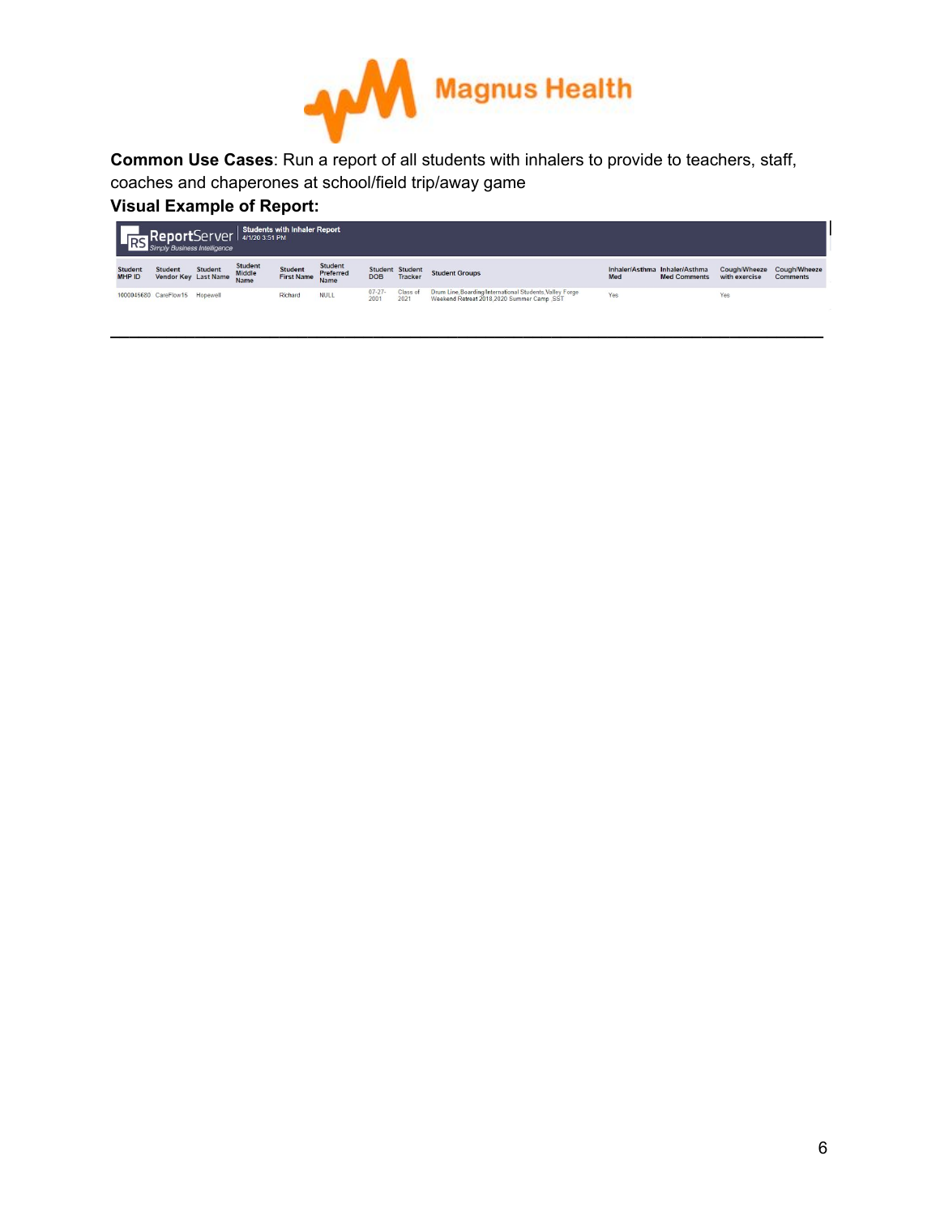**Common Use Cases**: Run a report of all students with inhalers to provide to teachers, staff, coaches and chaperones at school/field trip/away game

**Visual Example of Report:**

ReportServer
Simply Business Intelligence

Students with Inhaler Report
4/1/20 3:51 PM

| Student MHP ID | Student Vendor Key | Student Last Name | Student Middle Name | Student First Name | Student Preferred Name | Student DOB | Student Tracker | Student Groups | Inhaler/Asthma Med | Inhaler/Asthma Med Comments | Cough/Wheeze with exercise | Cough/Wheeze Comments |
|---|---|---|---|---|---|---|---|---|---|---|---|---|
| 1000045680 | CareFlow15 | Hopewell | | Richard | NULL | 07-27-2001 | Class of 2021 | Drum Line,Boarding/International Students,Valley Forge Weekend Retreat 2018,2020 Summer Camp ,SST | Yes | | Yes | |

---